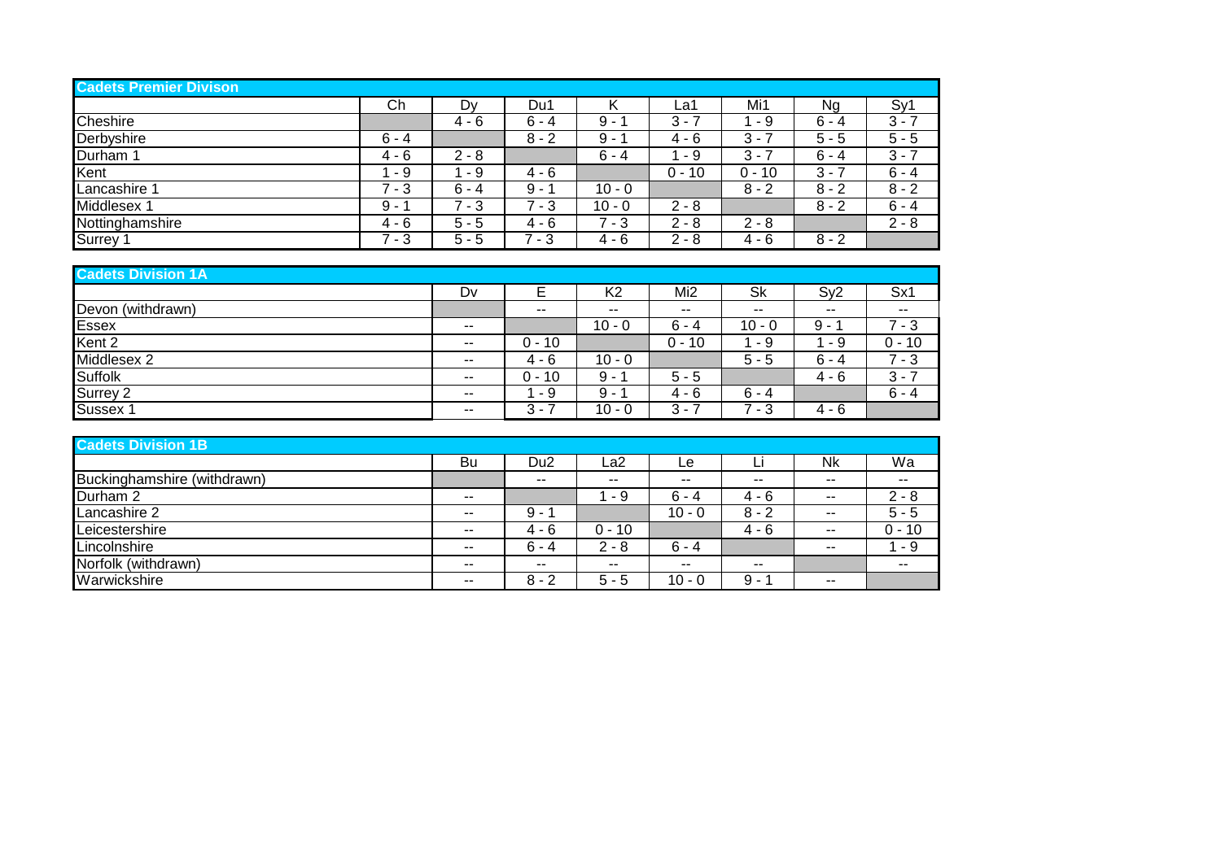## Cadets Premier Divison

| | Ch | Dy | Du1 | K | La1 | Mi1 | Ng | Sy1 |
|---|---|---|---|---|---|---|---|---|
| Cheshire | | 4 - 6 | 6 - 4 | 9 - 1 | 3 - 7 | 1 - 9 | 6 - 4 | 3 - 7 |
| Derbyshire | 6 - 4 | | 8 - 2 | 9 - 1 | 4 - 6 | 3 - 7 | 5 - 5 | 5 - 5 |
| Durham 1 | 4 - 6 | 2 - 8 | | 6 - 4 | 1 - 9 | 3 - 7 | 6 - 4 | 3 - 7 |
| Kent | 1 - 9 | 1 - 9 | 4 - 6 | | 0 - 10 | 0 - 10 | 3 - 7 | 6 - 4 |
| Lancashire 1 | 7 - 3 | 6 - 4 | 9 - 1 | 10 - 0 | | 8 - 2 | 8 - 2 | 8 - 2 |
| Middlesex 1 | 9 - 1 | 7 - 3 | 7 - 3 | 10 - 0 | 2 - 8 | | 8 - 2 | 6 - 4 |
| Nottinghamshire | 4 - 6 | 5 - 5 | 4 - 6 | 7 - 3 | 2 - 8 | 2 - 8 | | 2 - 8 |
| Surrey 1 | 7 - 3 | 5 - 5 | 7 - 3 | 4 - 6 | 2 - 8 | 4 - 6 | 8 - 2 | |

## Cadets Division 1A

| | Dv | E | K2 | Mi2 | Sk | Sy2 | Sx1 |
|---|---|---|---|---|---|---|---|
| Devon (withdrawn) | | -- | -- | -- | -- | -- | -- |
| Essex | -- | | 10 - 0 | 6 - 4 | 10 - 0 | 9 - 1 | 7 - 3 |
| Kent 2 | -- | 0 - 10 | | 0 - 10 | 1 - 9 | 1 - 9 | 0 - 10 |
| Middlesex 2 | -- | 4 - 6 | 10 - 0 | | 5 - 5 | 6 - 4 | 7 - 3 |
| Suffolk | -- | 0 - 10 | 9 - 1 | 5 - 5 | | 4 - 6 | 3 - 7 |
| Surrey 2 | -- | 1 - 9 | 9 - 1 | 4 - 6 | 6 - 4 | | 6 - 4 |
| Sussex 1 | -- | 3 - 7 | 10 - 0 | 3 - 7 | 7 - 3 | 4 - 6 | |

## Cadets Division 1B

| | Bu | Du2 | La2 | Le | Li | Nk | Wa |
|---|---|---|---|---|---|---|---|
| Buckinghamshire (withdrawn) | | -- | -- | -- | -- | -- | -- |
| Durham 2 | -- | | 1 - 9 | 6 - 4 | 4 - 6 | -- | 2 - 8 |
| Lancashire 2 | -- | 9 - 1 | | 10 - 0 | 8 - 2 | -- | 5 - 5 |
| Leicestershire | -- | 4 - 6 | 0 - 10 | | 4 - 6 | -- | 0 - 10 |
| Lincolnshire | -- | 6 - 4 | 2 - 8 | 6 - 4 | | -- | 1 - 9 |
| Norfolk (withdrawn) | -- | -- | -- | -- | -- | | -- |
| Warwickshire | -- | 8 - 2 | 5 - 5 | 10 - 0 | 9 - 1 | -- | |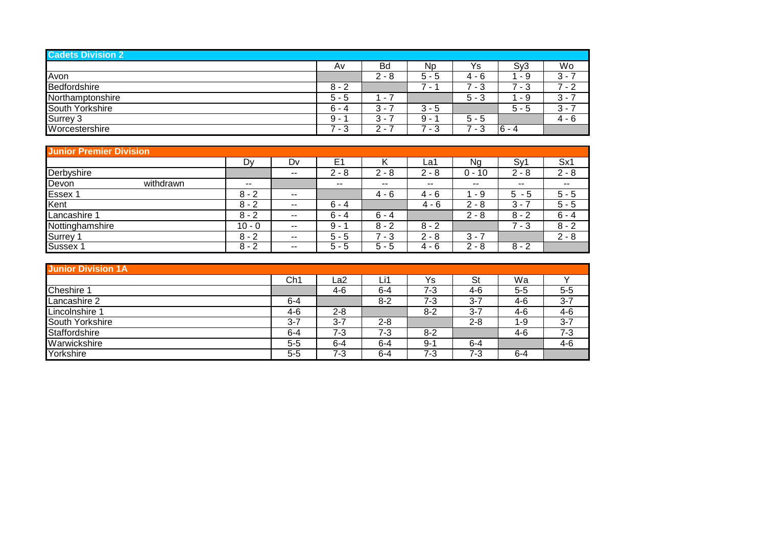## Cadets Division 2

| | Av | Bd | Np | Ys | Sy3 | Wo |
|---|---|---|---|---|---|---|
| Avon | | 2 - 8 | 5 - 5 | 4 - 6 | 1 - 9 | 3 - 7 |
| Bedfordshire | 8 - 2 | | 7 - 1 | 7 - 3 | 7 - 3 | 7 - 2 |
| Northamptonshire | 5 - 5 | 1 - 7 | | 5 - 3 | 1 - 9 | 3 - 7 |
| South Yorkshire | 6 - 4 | 3 - 7 | 3 - 5 | | 5 - 5 | 3 - 7 |
| Surrey 3 | 9 - 1 | 3 - 7 | 9 - 1 | 5 - 5 | | 4 - 6 |
| Worcestershire | 7 - 3 | 2 - 7 | 7 - 3 | 7 - 3 | 6 - 4 | |

## Junior Premier Division

| | Dy | Dv | E1 | K | La1 | Ng | Sy1 | Sx1 |
|---|---|---|---|---|---|---|---|---|
| Derbyshire | | -- | 2 - 8 | 2 - 8 | 2 - 8 | 0 - 10 | 2 - 8 | 2 - 8 |
| Devon withdrawn | -- | | -- | -- | -- | -- | -- | -- |
| Essex 1 | 8 - 2 | -- | | 4 - 6 | 4 - 6 | 1 - 9 | 5 - 5 | 5 - 5 |
| Kent | 8 - 2 | -- | 6 - 4 | | 4 - 6 | 2 - 8 | 3 - 7 | 5 - 5 |
| Lancashire 1 | 8 - 2 | -- | 6 - 4 | 6 - 4 | | 2 - 8 | 8 - 2 | 6 - 4 |
| Nottinghamshire | 10 - 0 | -- | 9 - 1 | 8 - 2 | 8 - 2 | | 7 - 3 | 8 - 2 |
| Surrey 1 | 8 - 2 | -- | 5 - 5 | 7 - 3 | 2 - 8 | 3 - 7 | | 2 - 8 |
| Sussex 1 | 8 - 2 | -- | 5 - 5 | 5 - 5 | 4 - 6 | 2 - 8 | 8 - 2 | |

## Junior Division 1A

| | Ch1 | La2 | Li1 | Ys | St | Wa | Y |
|---|---|---|---|---|---|---|---|
| Cheshire 1 | | 4-6 | 6-4 | 7-3 | 4-6 | 5-5 | 5-5 |
| Lancashire 2 | 6-4 | | 8-2 | 7-3 | 3-7 | 4-6 | 3-7 |
| Lincolnshire 1 | 4-6 | 2-8 | | 8-2 | 3-7 | 4-6 | 4-6 |
| South Yorkshire | 3-7 | 3-7 | 2-8 | | 2-8 | 1-9 | 3-7 |
| Staffordshire | 6-4 | 7-3 | 7-3 | 8-2 | | 4-6 | 7-3 |
| Warwickshire | 5-5 | 6-4 | 6-4 | 9-1 | 6-4 | | 4-6 |
| Yorkshire | 5-5 | 7-3 | 6-4 | 7-3 | 7-3 | 6-4 | |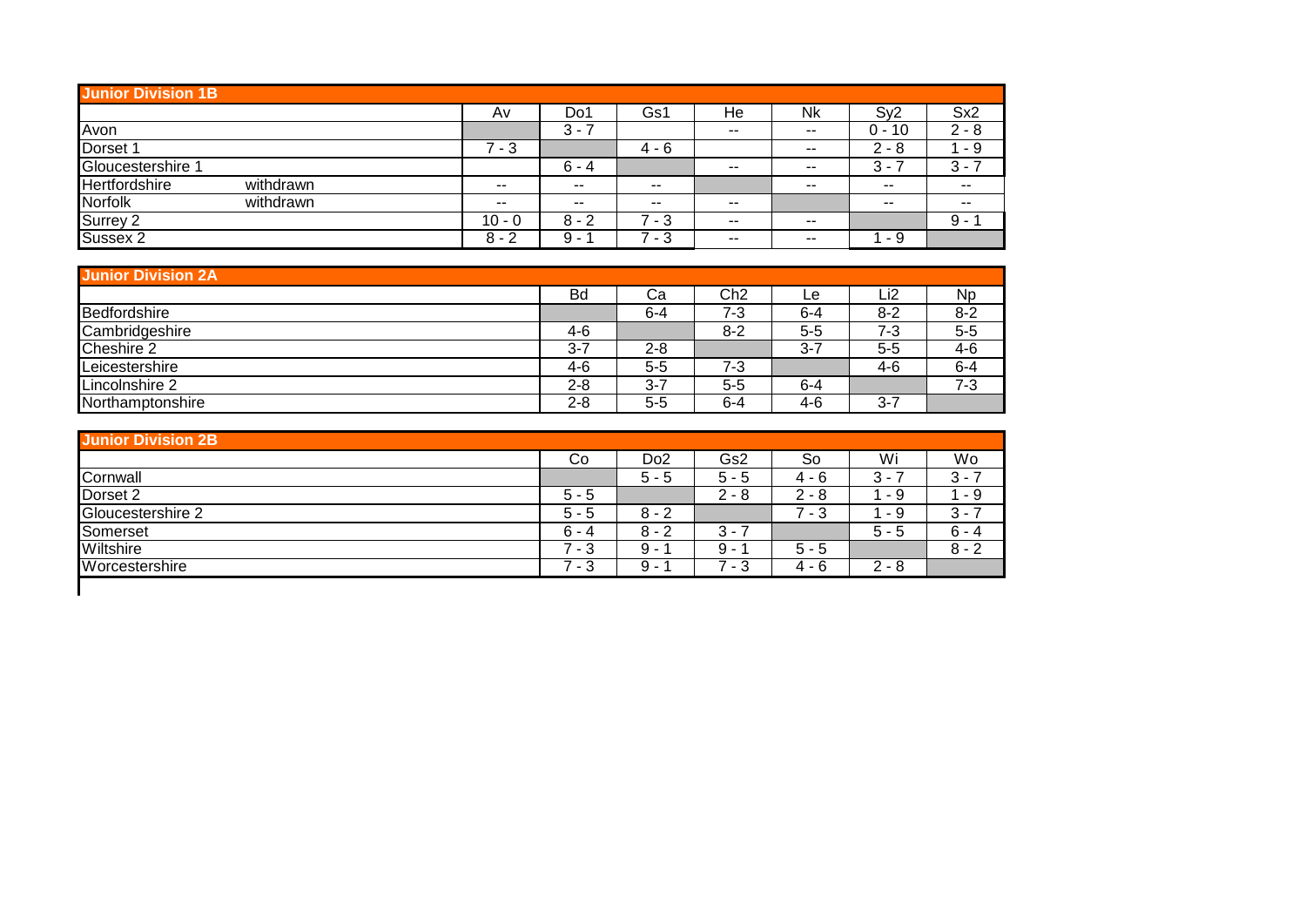## Junior Division 1B

| | | Av | Do1 | Gs1 | He | Nk | Sy2 | Sx2 |
|---|---|---|---|---|---|---|---|---|
| Avon | | | 3 - 7 | | -- | -- | 0 - 10 | 2 - 8 |
| Dorset 1 | | 7 - 3 | | 4 - 6 | | -- | 2 - 8 | 1 - 9 |
| Gloucestershire 1 | | | 6 - 4 | | -- | -- | 3 - 7 | 3 - 7 |
| Hertfordshire | withdrawn | -- | -- | -- | | -- | -- | -- |
| Norfolk | withdrawn | -- | -- | -- | -- | | -- | -- |
| Surrey 2 | | 10 - 0 | 8 - 2 | 7 - 3 | -- | -- | | 9 - 1 |
| Sussex 2 | | 8 - 2 | 9 - 1 | 7 - 3 | -- | -- | 1 - 9 | |

## Junior Division 2A

| | Bd | Ca | Ch2 | Le | Li2 | Np |
|---|---|---|---|---|---|---|
| Bedfordshire | | 6-4 | 7-3 | 6-4 | 8-2 | 8-2 |
| Cambridgeshire | 4-6 | | 8-2 | 5-5 | 7-3 | 5-5 |
| Cheshire 2 | 3-7 | 2-8 | | 3-7 | 5-5 | 4-6 |
| Leicestershire | 4-6 | 5-5 | 7-3 | | 4-6 | 6-4 |
| Lincolnshire 2 | 2-8 | 3-7 | 5-5 | 6-4 | | 7-3 |
| Northamptonshire | 2-8 | 5-5 | 6-4 | 4-6 | 3-7 | |

## Junior Division 2B

| | Co | Do2 | Gs2 | So | Wi | Wo |
|---|---|---|---|---|---|---|
| Cornwall | | 5 - 5 | 5 - 5 | 4 - 6 | 3 - 7 | 3 - 7 |
| Dorset 2 | 5 - 5 | | 2 - 8 | 2 - 8 | 1 - 9 | 1 - 9 |
| Gloucestershire 2 | 5 - 5 | 8 - 2 | | 7 - 3 | 1 - 9 | 3 - 7 |
| Somerset | 6 - 4 | 8 - 2 | 3 - 7 | | 5 - 5 | 6 - 4 |
| Wiltshire | 7 - 3 | 9 - 1 | 9 - 1 | 5 - 5 | | 8 - 2 |
| Worcestershire | 7 - 3 | 9 - 1 | 7 - 3 | 4 - 6 | 2 - 8 | |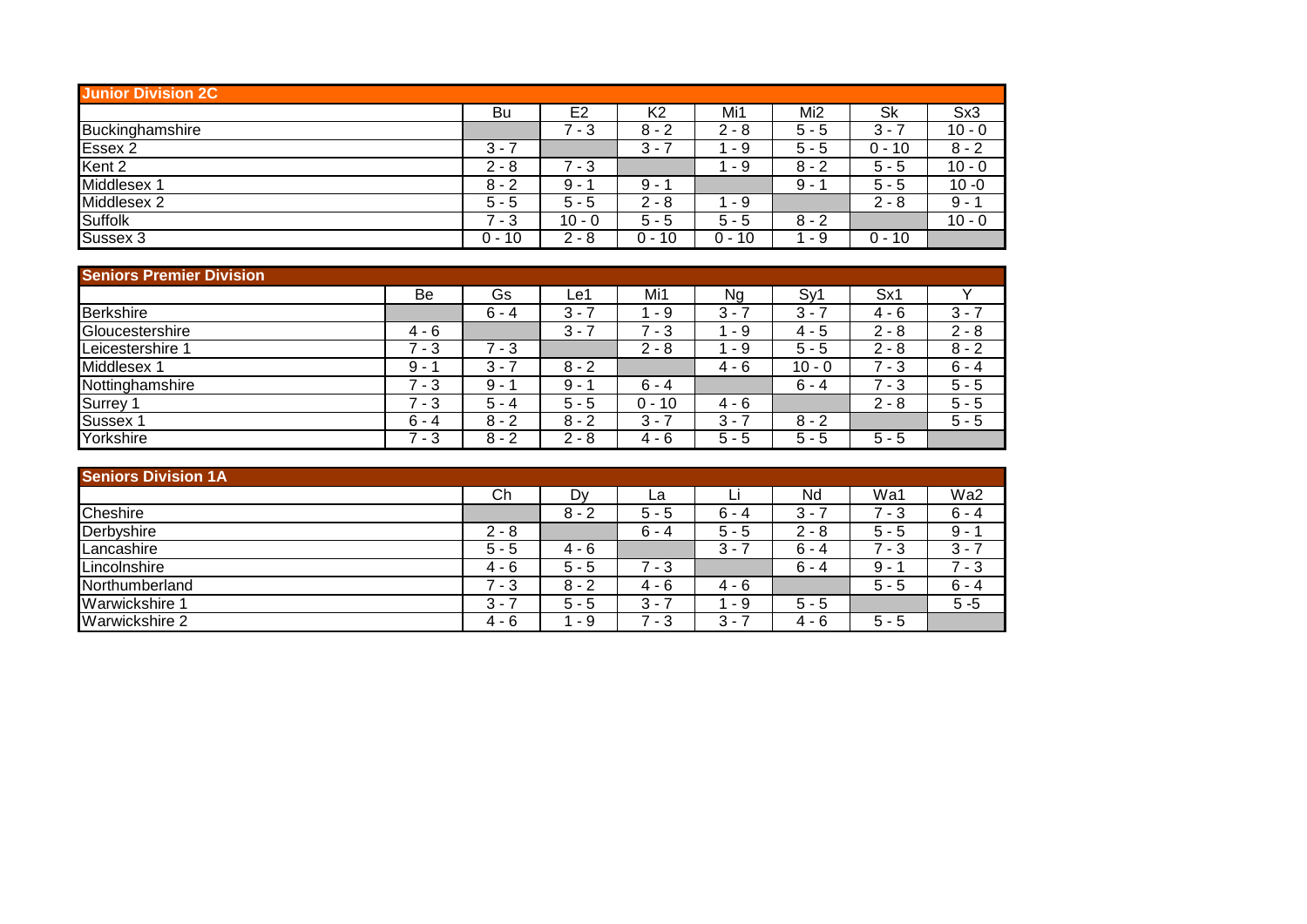## Junior Division 2C

| | Bu | E2 | K2 | Mi1 | Mi2 | Sk | Sx3 |
|---|---|---|---|---|---|---|---|
| Buckinghamshire | | 7 - 3 | 8 - 2 | 2 - 8 | 5 - 5 | 3 - 7 | 10 - 0 |
| Essex 2 | 3 - 7 | | 3 - 7 | 1 - 9 | 5 - 5 | 0 - 10 | 8 - 2 |
| Kent 2 | 2 - 8 | 7 - 3 | | 1 - 9 | 8 - 2 | 5 - 5 | 10 - 0 |
| Middlesex 1 | 8 - 2 | 9 - 1 | 9 - 1 | | 9 - 1 | 5 - 5 | 10 -0 |
| Middlesex 2 | 5 - 5 | 5 - 5 | 2 - 8 | 1 - 9 | | 2 - 8 | 9 - 1 |
| Suffolk | 7 - 3 | 10 - 0 | 5 - 5 | 5 - 5 | 8 - 2 | | 10 - 0 |
| Sussex 3 | 0 - 10 | 2 - 8 | 0 - 10 | 0 - 10 | 1 - 9 | 0 - 10 | |

## Seniors Premier Division

| | Be | Gs | Le1 | Mi1 | Ng | Sy1 | Sx1 | Y |
|---|---|---|---|---|---|---|---|---|
| Berkshire | | 6 - 4 | 3 - 7 | 1 - 9 | 3 - 7 | 3 - 7 | 4 - 6 | 3 - 7 |
| Gloucestershire | 4 - 6 | | 3 - 7 | 7 - 3 | 1 - 9 | 4 - 5 | 2 - 8 | 2 - 8 |
| Leicestershire 1 | 7 - 3 | 7 - 3 | | 2 - 8 | 1 - 9 | 5 - 5 | 2 - 8 | 8 - 2 |
| Middlesex 1 | 9 - 1 | 3 - 7 | 8 - 2 | | 4 - 6 | 10 - 0 | 7 - 3 | 6 - 4 |
| Nottinghamshire | 7 - 3 | 9 - 1 | 9 - 1 | 6 - 4 | | 6 - 4 | 7 - 3 | 5 - 5 |
| Surrey 1 | 7 - 3 | 5 - 4 | 5 - 5 | 0 - 10 | 4 - 6 | | 2 - 8 | 5 - 5 |
| Sussex 1 | 6 - 4 | 8 - 2 | 8 - 2 | 3 - 7 | 3 - 7 | 8 - 2 | | 5 - 5 |
| Yorkshire | 7 - 3 | 8 - 2 | 2 - 8 | 4 - 6 | 5 - 5 | 5 - 5 | 5 - 5 | |

## Seniors Division 1A

| | Ch | Dy | La | Li | Nd | Wa1 | Wa2 |
|---|---|---|---|---|---|---|---|
| Cheshire | | 8 - 2 | 5 - 5 | 6 - 4 | 3 - 7 | 7 - 3 | 6 - 4 |
| Derbyshire | 2 - 8 | | 6 - 4 | 5 - 5 | 2 - 8 | 5 - 5 | 9 - 1 |
| Lancashire | 5 - 5 | 4 - 6 | | 3 - 7 | 6 - 4 | 7 - 3 | 3 - 7 |
| Lincolnshire | 4 - 6 | 5 - 5 | 7 - 3 | | 6 - 4 | 9 - 1 | 7 - 3 |
| Northumberland | 7 - 3 | 8 - 2 | 4 - 6 | 4 - 6 | | 5 - 5 | 6 - 4 |
| Warwickshire 1 | 3 - 7 | 5 - 5 | 3 - 7 | 1 - 9 | 5 - 5 | | 5 -5 |
| Warwickshire 2 | 4 - 6 | 1 - 9 | 7 - 3 | 3 - 7 | 4 - 6 | 5 - 5 | |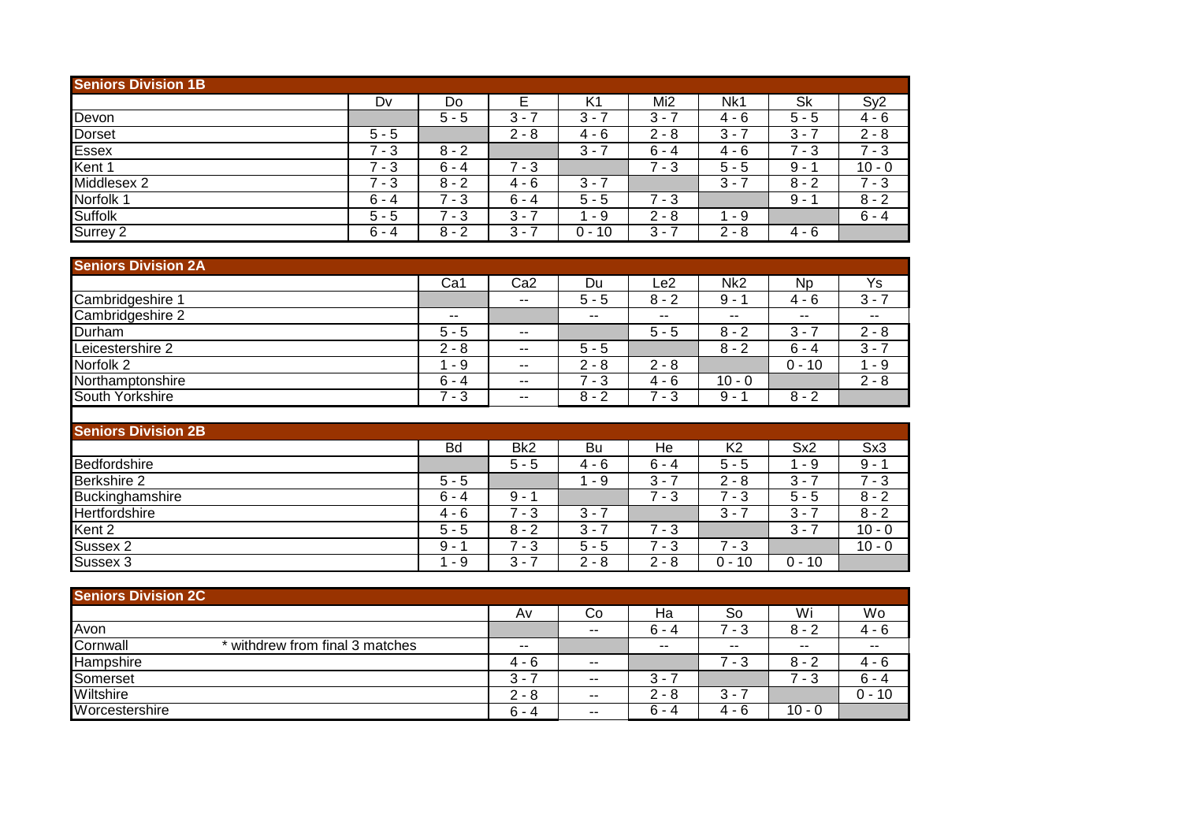## Seniors Division 1B

| | Dv | Do | E | K1 | Mi2 | Nk1 | Sk | Sy2 |
|---|---|---|---|---|---|---|---|---|
| Devon | | 5 - 5 | 3 - 7 | 3 - 7 | 3 - 7 | 4 - 6 | 5 - 5 | 4 - 6 |
| Dorset | 5 - 5 | | 2 - 8 | 4 - 6 | 2 - 8 | 3 - 7 | 3 - 7 | 2 - 8 |
| Essex | 7 - 3 | 8 - 2 | | 3 - 7 | 6 - 4 | 4 - 6 | 7 - 3 | 7 - 3 |
| Kent 1 | 7 - 3 | 6 - 4 | 7 - 3 | | 7 - 3 | 5 - 5 | 9 - 1 | 10 - 0 |
| Middlesex 2 | 7 - 3 | 8 - 2 | 4 - 6 | 3 - 7 | | 3 - 7 | 8 - 2 | 7 - 3 |
| Norfolk 1 | 6 - 4 | 7 - 3 | 6 - 4 | 5 - 5 | 7 - 3 | | 9 - 1 | 8 - 2 |
| Suffolk | 5 - 5 | 7 - 3 | 3 - 7 | 1 - 9 | 2 - 8 | 1 - 9 | | 6 - 4 |
| Surrey 2 | 6 - 4 | 8 - 2 | 3 - 7 | 0 - 10 | 3 - 7 | 2 - 8 | 4 - 6 | |

## Seniors Division 2A

| | Ca1 | Ca2 | Du | Le2 | Nk2 | Np | Ys |
|---|---|---|---|---|---|---|---|
| Cambridgeshire 1 | | -- | 5 - 5 | 8 - 2 | 9 - 1 | 4 - 6 | 3 - 7 |
| Cambridgeshire 2 | -- | | -- | -- | -- | -- | -- |
| Durham | 5 - 5 | -- | | 5 - 5 | 8 - 2 | 3 - 7 | 2 - 8 |
| Leicestershire 2 | 2 - 8 | -- | 5 - 5 | | 8 - 2 | 6 - 4 | 3 - 7 |
| Norfolk 2 | 1 - 9 | -- | 2 - 8 | 2 - 8 | | 0 - 10 | 1 - 9 |
| Northamptonshire | 6 - 4 | -- | 7 - 3 | 4 - 6 | 10 - 0 | | 2 - 8 |
| South Yorkshire | 7 - 3 | -- | 8 - 2 | 7 - 3 | 9 - 1 | 8 - 2 | |

## Seniors Division 2B

| | Bd | Bk2 | Bu | He | K2 | Sx2 | Sx3 |
|---|---|---|---|---|---|---|---|
| Bedfordshire | | 5 - 5 | 4 - 6 | 6 - 4 | 5 - 5 | 1 - 9 | 9 - 1 |
| Berkshire 2 | 5 - 5 | | 1 - 9 | 3 - 7 | 2 - 8 | 3 - 7 | 7 - 3 |
| Buckinghamshire | 6 - 4 | 9 - 1 | | 7 - 3 | 7 - 3 | 5 - 5 | 8 - 2 |
| Hertfordshire | 4 - 6 | 7 - 3 | 3 - 7 | | 3 - 7 | 3 - 7 | 8 - 2 |
| Kent 2 | 5 - 5 | 8 - 2 | 3 - 7 | 7 - 3 | | 3 - 7 | 10 - 0 |
| Sussex 2 | 9 - 1 | 7 - 3 | 5 - 5 | 7 - 3 | 7 - 3 | | 10 - 0 |
| Sussex 3 | 1 - 9 | 3 - 7 | 2 - 8 | 2 - 8 | 0 - 10 | 0 - 10 | |

## Seniors Division 2C

| | Av | Co | Ha | So | Wi | Wo |
|---|---|---|---|---|---|---|
| Avon | | -- | 6 - 4 | 7 - 3 | 8 - 2 | 4 - 6 |
| Cornwall * withdrew from final 3 matches | -- | | -- | -- | -- | -- |
| Hampshire | 4 - 6 | -- | | 7 - 3 | 8 - 2 | 4 - 6 |
| Somerset | 3 - 7 | -- | 3 - 7 | | 7 - 3 | 6 - 4 |
| Wiltshire | 2 - 8 | -- | 2 - 8 | 3 - 7 | | 0 - 10 |
| Worcestershire | 6 - 4 | -- | 6 - 4 | 4 - 6 | 10 - 0 | |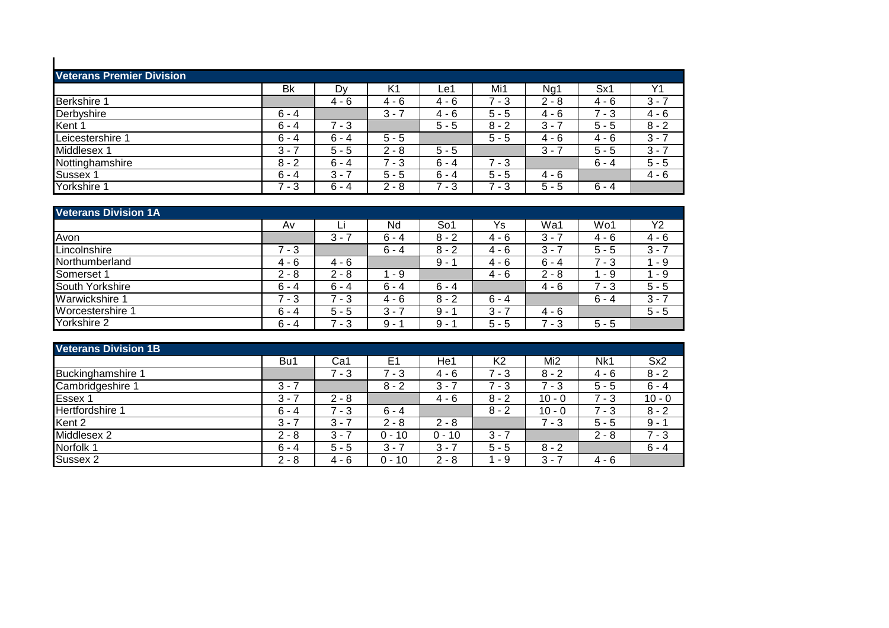## Veterans Premier Division

| | Bk | Dy | K1 | Le1 | Mi1 | Ng1 | Sx1 | Y1 |
|---|---|---|---|---|---|---|---|---|
| Berkshire 1 | | 4 - 6 | 4 - 6 | 4 - 6 | 7 - 3 | 2 - 8 | 4 - 6 | 3 - 7 |
| Derbyshire | 6 - 4 | | 3 - 7 | 4 - 6 | 5 - 5 | 4 - 6 | 7 - 3 | 4 - 6 |
| Kent 1 | 6 - 4 | 7 - 3 | | 5 - 5 | 8 - 2 | 3 - 7 | 5 - 5 | 8 - 2 |
| Leicestershire 1 | 6 - 4 | 6 - 4 | 5 - 5 | | 5 - 5 | 4 - 6 | 4 - 6 | 3 - 7 |
| Middlesex 1 | 3 - 7 | 5 - 5 | 2 - 8 | 5 - 5 | | 3 - 7 | 5 - 5 | 3 - 7 |
| Nottinghamshire | 8 - 2 | 6 - 4 | 7 - 3 | 6 - 4 | 7 - 3 | | 6 - 4 | 5 - 5 |
| Sussex 1 | 6 - 4 | 3 - 7 | 5 - 5 | 6 - 4 | 5 - 5 | 4 - 6 | | 4 - 6 |
| Yorkshire 1 | 7 - 3 | 6 - 4 | 2 - 8 | 7 - 3 | 7 - 3 | 5 - 5 | 6 - 4 | |

## Veterans Division 1A

| | Av | Li | Nd | So1 | Ys | Wa1 | Wo1 | Y2 |
|---|---|---|---|---|---|---|---|---|
| Avon | | 3 - 7 | 6 - 4 | 8 - 2 | 4 - 6 | 3 - 7 | 4 - 6 | 4 - 6 |
| Lincolnshire | 7 - 3 | | 6 - 4 | 8 - 2 | 4 - 6 | 3 - 7 | 5 - 5 | 3 - 7 |
| Northumberland | 4 - 6 | 4 - 6 | | 9 - 1 | 4 - 6 | 6 - 4 | 7 - 3 | 1 - 9 |
| Somerset 1 | 2 - 8 | 2 - 8 | 1 - 9 | | 4 - 6 | 2 - 8 | 1 - 9 | 1 - 9 |
| South Yorkshire | 6 - 4 | 6 - 4 | 6 - 4 | 6 - 4 | | 4 - 6 | 7 - 3 | 5 - 5 |
| Warwickshire 1 | 7 - 3 | 7 - 3 | 4 - 6 | 8 - 2 | 6 - 4 | | 6 - 4 | 3 - 7 |
| Worcestershire 1 | 6 - 4 | 5 - 5 | 3 - 7 | 9 - 1 | 3 - 7 | 4 - 6 | | 5 - 5 |
| Yorkshire 2 | 6 - 4 | 7 - 3 | 9 - 1 | 9 - 1 | 5 - 5 | 7 - 3 | 5 - 5 | |

## Veterans Division 1B

| | Bu1 | Ca1 | E1 | He1 | K2 | Mi2 | Nk1 | Sx2 |
|---|---|---|---|---|---|---|---|---|
| Buckinghamshire 1 | | 7 - 3 | 7 - 3 | 4 - 6 | 7 - 3 | 8 - 2 | 4 - 6 | 8 - 2 |
| Cambridgeshire 1 | 3 - 7 | | 8 - 2 | 3 - 7 | 7 - 3 | 7 - 3 | 5 - 5 | 6 - 4 |
| Essex 1 | 3 - 7 | 2 - 8 | | 4 - 6 | 8 - 2 | 10 - 0 | 7 - 3 | 10 - 0 |
| Hertfordshire 1 | 6 - 4 | 7 - 3 | 6 - 4 | | 8 - 2 | 10 - 0 | 7 - 3 | 8 - 2 |
| Kent 2 | 3 - 7 | 3 - 7 | 2 - 8 | 2 - 8 | | 7 - 3 | 5 - 5 | 9 - 1 |
| Middlesex 2 | 2 - 8 | 3 - 7 | 0 - 10 | 0 - 10 | 3 - 7 | | 2 - 8 | 7 - 3 |
| Norfolk 1 | 6 - 4 | 5 - 5 | 3 - 7 | 3 - 7 | 5 - 5 | 8 - 2 | | 6 - 4 |
| Sussex 2 | 2 - 8 | 4 - 6 | 0 - 10 | 2 - 8 | 1 - 9 | 3 - 7 | 4 - 6 | |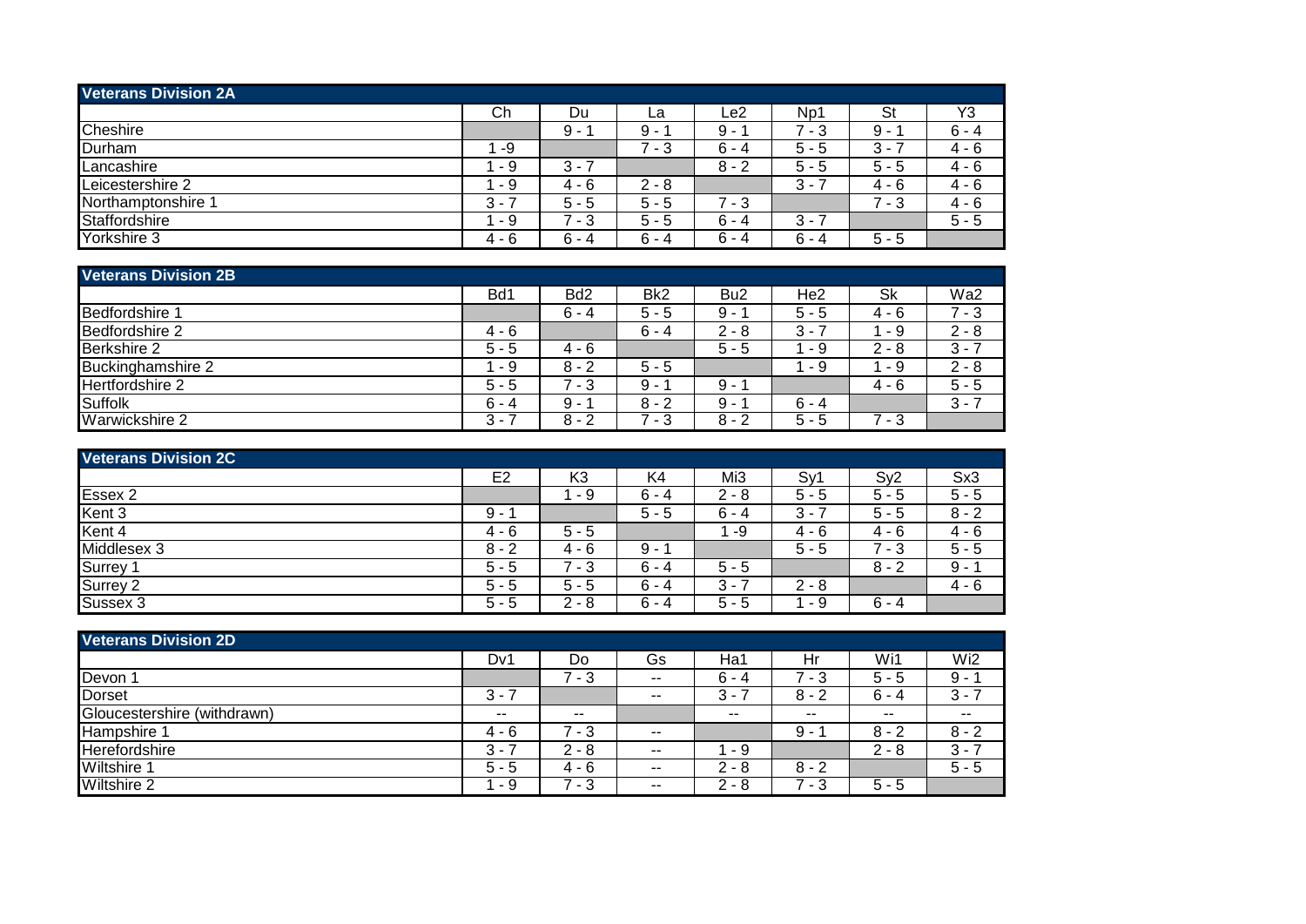## Veterans Division 2A

| | Ch | Du | La | Le2 | Np1 | St | Y3 |
|---|---|---|---|---|---|---|---|
| Cheshire | | 9 - 1 | 9 - 1 | 9 - 1 | 7 - 3 | 9 - 1 | 6 - 4 |
| Durham | 1 -9 | | 7 - 3 | 6 - 4 | 5 - 5 | 3 - 7 | 4 - 6 |
| Lancashire | 1 - 9 | 3 - 7 | | 8 - 2 | 5 - 5 | 5 - 5 | 4 - 6 |
| Leicestershire 2 | 1 - 9 | 4 - 6 | 2 - 8 | | 3 - 7 | 4 - 6 | 4 - 6 |
| Northamptonshire 1 | 3 - 7 | 5 - 5 | 5 - 5 | 7 - 3 | | 7 - 3 | 4 - 6 |
| Staffordshire | 1 - 9 | 7 - 3 | 5 - 5 | 6 - 4 | 3 - 7 | | 5 - 5 |
| Yorkshire 3 | 4 - 6 | 6 - 4 | 6 - 4 | 6 - 4 | 6 - 4 | 5 - 5 | |

## Veterans Division 2B

| | Bd1 | Bd2 | Bk2 | Bu2 | He2 | Sk | Wa2 |
|---|---|---|---|---|---|---|---|
| Bedfordshire 1 | | 6 - 4 | 5 - 5 | 9 - 1 | 5 - 5 | 4 - 6 | 7 - 3 |
| Bedfordshire 2 | 4 - 6 | | 6 - 4 | 2 - 8 | 3 - 7 | 1 - 9 | 2 - 8 |
| Berkshire 2 | 5 - 5 | 4 - 6 | | 5 - 5 | 1 - 9 | 2 - 8 | 3 - 7 |
| Buckinghamshire 2 | 1 - 9 | 8 - 2 | 5 - 5 | | 1 - 9 | 1 - 9 | 2 - 8 |
| Hertfordshire 2 | 5 - 5 | 7 - 3 | 9 - 1 | 9 - 1 | | 4 - 6 | 5 - 5 |
| Suffolk | 6 - 4 | 9 - 1 | 8 - 2 | 9 - 1 | 6 - 4 | | 3 - 7 |
| Warwickshire 2 | 3 - 7 | 8 - 2 | 7 - 3 | 8 - 2 | 5 - 5 | 7 - 3 | |

## Veterans Division 2C

| | E2 | K3 | K4 | Mi3 | Sy1 | Sy2 | Sx3 |
|---|---|---|---|---|---|---|---|
| Essex 2 | | 1 - 9 | 6 - 4 | 2 - 8 | 5 - 5 | 5 - 5 | 5 - 5 |
| Kent 3 | 9 - 1 | | 5 - 5 | 6 - 4 | 3 - 7 | 5 - 5 | 8 - 2 |
| Kent 4 | 4 - 6 | 5 - 5 | | 1 -9 | 4 - 6 | 4 - 6 | 4 - 6 |
| Middlesex 3 | 8 - 2 | 4 - 6 | 9 - 1 | | 5 - 5 | 7 - 3 | 5 - 5 |
| Surrey 1 | 5 - 5 | 7 - 3 | 6 - 4 | 5 - 5 | | 8 - 2 | 9 - 1 |
| Surrey 2 | 5 - 5 | 5 - 5 | 6 - 4 | 3 - 7 | 2 - 8 | | 4 - 6 |
| Sussex 3 | 5 - 5 | 2 - 8 | 6 - 4 | 5 - 5 | 1 - 9 | 6 - 4 | |

## Veterans Division 2D

| | Dv1 | Do | Gs | Ha1 | Hr | Wi1 | Wi2 |
|---|---|---|---|---|---|---|---|
| Devon 1 | | 7 - 3 | -- | 6 - 4 | 7 - 3 | 5 - 5 | 9 - 1 |
| Dorset | 3 - 7 | | -- | 3 - 7 | 8 - 2 | 6 - 4 | 3 - 7 |
| Gloucestershire (withdrawn) | -- | -- | | -- | -- | -- | -- |
| Hampshire 1 | 4 - 6 | 7 - 3 | -- | | 9 - 1 | 8 - 2 | 8 - 2 |
| Herefordshire | 3 - 7 | 2 - 8 | -- | 1 - 9 | | 2 - 8 | 3 - 7 |
| Wiltshire 1 | 5 - 5 | 4 - 6 | -- | 2 - 8 | 8 - 2 | | 5 - 5 |
| Wiltshire 2 | 1 - 9 | 7 - 3 | -- | 2 - 8 | 7 - 3 | 5 - 5 | |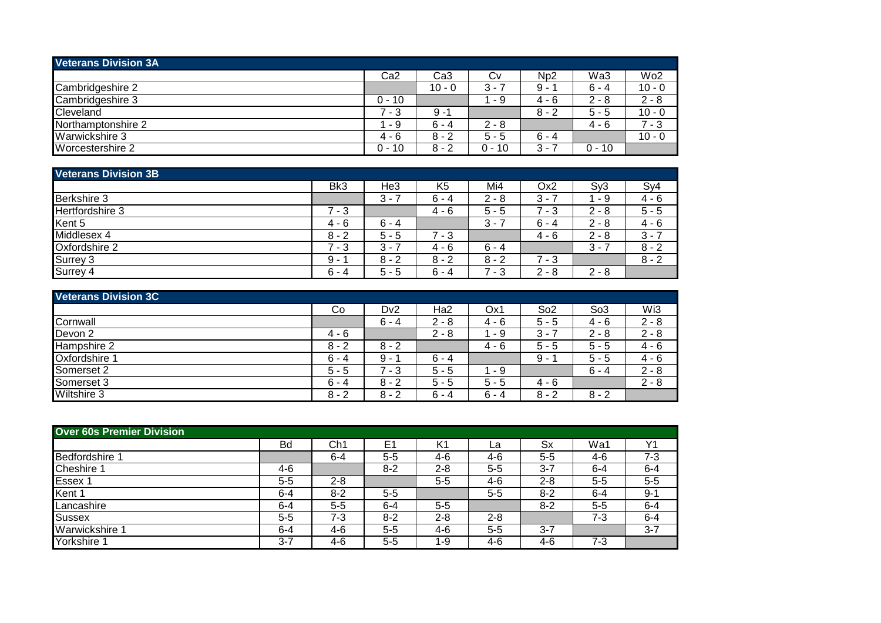## Veterans Division 3A

| | Ca2 | Ca3 | Cv | Np2 | Wa3 | Wo2 |
|---|---|---|---|---|---|---|
| Cambridgeshire 2 | | 10 - 0 | 3 - 7 | 9 - 1 | 6 - 4 | 10 - 0 |
| Cambridgeshire 3 | 0 - 10 | | 1 - 9 | 4 - 6 | 2 - 8 | 2 - 8 |
| Cleveland | 7 - 3 | 9 - 1 | | 8 - 2 | 5 - 5 | 10 - 0 |
| Northamptonshire 2 | 1 - 9 | 6 - 4 | 2 - 8 | | 4 - 6 | 7 - 3 |
| Warwickshire 3 | 4 - 6 | 8 - 2 | 5 - 5 | 6 - 4 | | 10 - 0 |
| Worcestershire 2 | 0 - 10 | 8 - 2 | 0 - 10 | 3 - 7 | 0 - 10 | |

## Veterans Division 3B

| | Bk3 | He3 | K5 | Mi4 | Ox2 | Sy3 | Sy4 |
|---|---|---|---|---|---|---|---|
| Berkshire 3 | | 3 - 7 | 6 - 4 | 2 - 8 | 3 - 7 | 1 - 9 | 4 - 6 |
| Hertfordshire 3 | 7 - 3 | | 4 - 6 | 5 - 5 | 7 - 3 | 2 - 8 | 5 - 5 |
| Kent 5 | 4 - 6 | 6 - 4 | | 3 - 7 | 6 - 4 | 2 - 8 | 4 - 6 |
| Middlesex 4 | 8 - 2 | 5 - 5 | 7 - 3 | | 4 - 6 | 2 - 8 | 3 - 7 |
| Oxfordshire 2 | 7 - 3 | 3 - 7 | 4 - 6 | 6 - 4 | | 3 - 7 | 8 - 2 |
| Surrey 3 | 9 - 1 | 8 - 2 | 8 - 2 | 8 - 2 | 7 - 3 | | 8 - 2 |
| Surrey 4 | 6 - 4 | 5 - 5 | 6 - 4 | 7 - 3 | 2 - 8 | 2 - 8 | |

## Veterans Division 3C

| | Co | Dv2 | Ha2 | Ox1 | So2 | So3 | Wi3 |
|---|---|---|---|---|---|---|---|
| Cornwall | | 6 - 4 | 2 - 8 | 4 - 6 | 5 - 5 | 4 - 6 | 2 - 8 |
| Devon 2 | 4 - 6 | | 2 - 8 | 1 - 9 | 3 - 7 | 2 - 8 | 2 - 8 |
| Hampshire 2 | 8 - 2 | 8 - 2 | | 4 - 6 | 5 - 5 | 5 - 5 | 4 - 6 |
| Oxfordshire 1 | 6 - 4 | 9 - 1 | 6 - 4 | | 9 - 1 | 5 - 5 | 4 - 6 |
| Somerset 2 | 5 - 5 | 7 - 3 | 5 - 5 | 1 - 9 | | 6 - 4 | 2 - 8 |
| Somerset 3 | 6 - 4 | 8 - 2 | 5 - 5 | 5 - 5 | 4 - 6 | | 2 - 8 |
| Wiltshire 3 | 8 - 2 | 8 - 2 | 6 - 4 | 6 - 4 | 8 - 2 | 8 - 2 | |

## Over 60s Premier Division

| | Bd | Ch1 | E1 | K1 | La | Sx | Wa1 | Y1 |
|---|---|---|---|---|---|---|---|---|
| Bedfordshire 1 | | 6-4 | 5-5 | 4-6 | 4-6 | 5-5 | 4-6 | 7-3 |
| Cheshire 1 | 4-6 | | 8-2 | 2-8 | 5-5 | 3-7 | 6-4 | 6-4 |
| Essex 1 | 5-5 | 2-8 | | 5-5 | 4-6 | 2-8 | 5-5 | 5-5 |
| Kent 1 | 6-4 | 8-2 | 5-5 | | 5-5 | 8-2 | 6-4 | 9-1 |
| Lancashire | 6-4 | 5-5 | 6-4 | 5-5 | | 8-2 | 5-5 | 6-4 |
| Sussex | 5-5 | 7-3 | 8-2 | 2-8 | 2-8 | | 7-3 | 6-4 |
| Warwickshire 1 | 6-4 | 4-6 | 5-5 | 4-6 | 5-5 | 3-7 | | 3-7 |
| Yorkshire 1 | 3-7 | 4-6 | 5-5 | 1-9 | 4-6 | 4-6 | 7-3 | |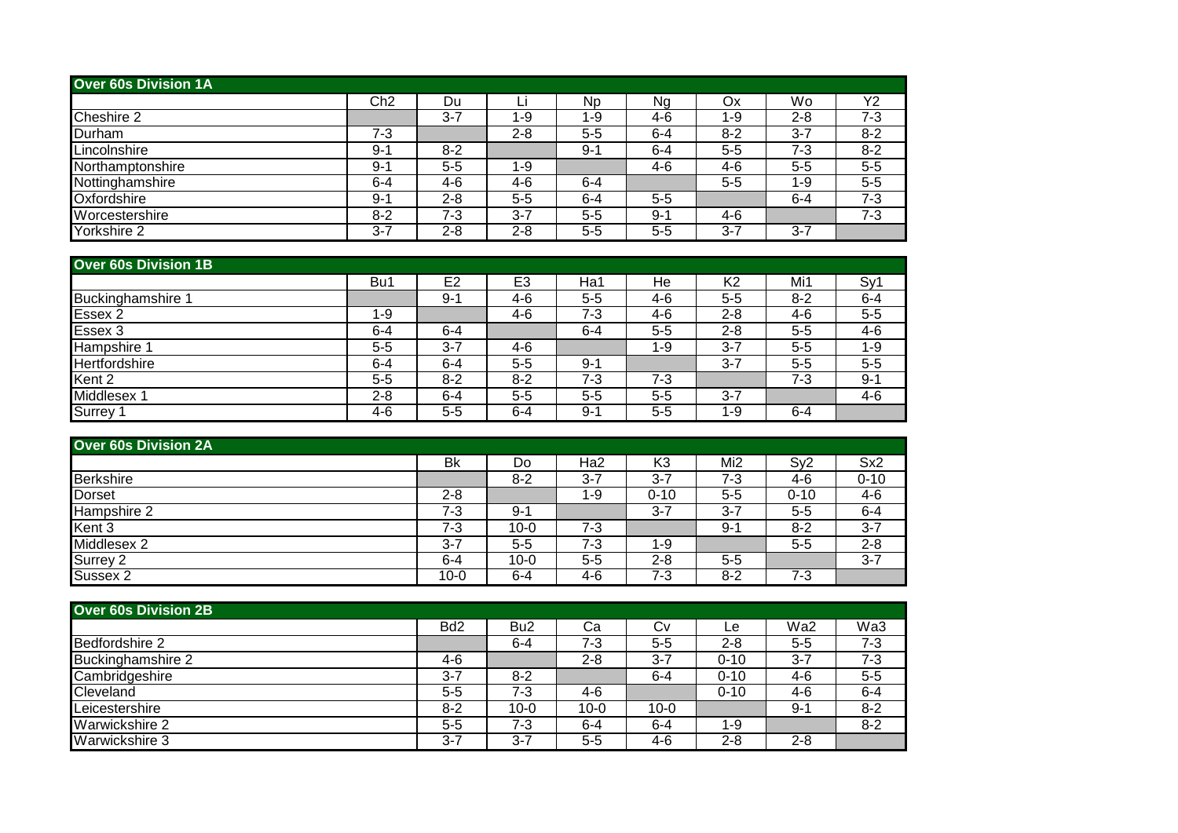## Over 60s Division 1A

| | Ch2 | Du | Li | Np | Ng | Ox | Wo | Y2 |
|---|---|---|---|---|---|---|---|---|
| Cheshire 2 | | 3-7 | 1-9 | 1-9 | 4-6 | 1-9 | 2-8 | 7-3 |
| Durham | 7-3 | | 2-8 | 5-5 | 6-4 | 8-2 | 3-7 | 8-2 |
| Lincolnshire | 9-1 | 8-2 | | 9-1 | 6-4 | 5-5 | 7-3 | 8-2 |
| Northamptonshire | 9-1 | 5-5 | 1-9 | | 4-6 | 4-6 | 5-5 | 5-5 |
| Nottinghamshire | 6-4 | 4-6 | 4-6 | 6-4 | | 5-5 | 1-9 | 5-5 |
| Oxfordshire | 9-1 | 2-8 | 5-5 | 6-4 | 5-5 | | 6-4 | 7-3 |
| Worcestershire | 8-2 | 7-3 | 3-7 | 5-5 | 9-1 | 4-6 | | 7-3 |
| Yorkshire 2 | 3-7 | 2-8 | 2-8 | 5-5 | 5-5 | 3-7 | 3-7 | |

## Over 60s Division 1B

| | Bu1 | E2 | E3 | Ha1 | He | K2 | Mi1 | Sy1 |
|---|---|---|---|---|---|---|---|---|
| Buckinghamshire 1 | | 9-1 | 4-6 | 5-5 | 4-6 | 5-5 | 8-2 | 6-4 |
| Essex 2 | 1-9 | | 4-6 | 7-3 | 4-6 | 2-8 | 4-6 | 5-5 |
| Essex 3 | 6-4 | 6-4 | | 6-4 | 5-5 | 2-8 | 5-5 | 4-6 |
| Hampshire 1 | 5-5 | 3-7 | 4-6 | | 1-9 | 3-7 | 5-5 | 1-9 |
| Hertfordshire | 6-4 | 6-4 | 5-5 | 9-1 | | 3-7 | 5-5 | 5-5 |
| Kent 2 | 5-5 | 8-2 | 8-2 | 7-3 | 7-3 | | 7-3 | 9-1 |
| Middlesex 1 | 2-8 | 6-4 | 5-5 | 5-5 | 5-5 | 3-7 | | 4-6 |
| Surrey 1 | 4-6 | 5-5 | 6-4 | 9-1 | 5-5 | 1-9 | 6-4 | |

## Over 60s Division 2A

| | Bk | Do | Ha2 | K3 | Mi2 | Sy2 | Sx2 |
|---|---|---|---|---|---|---|---|
| Berkshire | | 8-2 | 3-7 | 3-7 | 7-3 | 4-6 | 0-10 |
| Dorset | 2-8 | | 1-9 | 0-10 | 5-5 | 0-10 | 4-6 |
| Hampshire 2 | 7-3 | 9-1 | | 3-7 | 3-7 | 5-5 | 6-4 |
| Kent 3 | 7-3 | 10-0 | 7-3 | | 9-1 | 8-2 | 3-7 |
| Middlesex 2 | 3-7 | 5-5 | 7-3 | 1-9 | | 5-5 | 2-8 |
| Surrey 2 | 6-4 | 10-0 | 5-5 | 2-8 | 5-5 | | 3-7 |
| Sussex 2 | 10-0 | 6-4 | 4-6 | 7-3 | 8-2 | 7-3 | |

## Over 60s Division 2B

| | Bd2 | Bu2 | Ca | Cv | Le | Wa2 | Wa3 |
|---|---|---|---|---|---|---|---|
| Bedfordshire 2 | | 6-4 | 7-3 | 5-5 | 2-8 | 5-5 | 7-3 |
| Buckinghamshire 2 | 4-6 | | 2-8 | 3-7 | 0-10 | 3-7 | 7-3 |
| Cambridgeshire | 3-7 | 8-2 | | 6-4 | 0-10 | 4-6 | 5-5 |
| Cleveland | 5-5 | 7-3 | 4-6 | | 0-10 | 4-6 | 6-4 |
| Leicestershire | 8-2 | 10-0 | 10-0 | 10-0 | | 9-1 | 8-2 |
| Warwickshire 2 | 5-5 | 7-3 | 6-4 | 6-4 | 1-9 | | 8-2 |
| Warwickshire 3 | 3-7 | 3-7 | 5-5 | 4-6 | 2-8 | 2-8 | |